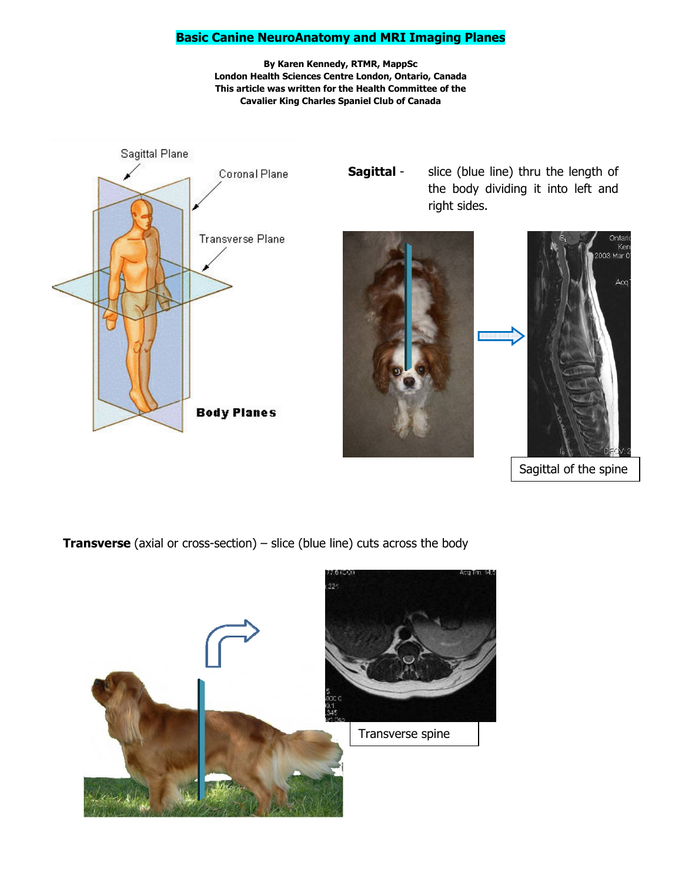# Basic Canine NeuroAnatomy and MRI Imaging Planes

**By Karen Kennedy, RTMR, MappSc**
**London Health Sciences Centre London, Ontario, Canada**
**This article was written for the Health Committee of the**
**Cavalier King Charles Spaniel Club of Canada**

**Sagittal** - slice (blue line) thru the length of the body dividing it into left and right sides.

Sagittal of the spine

**Transverse** (axial or cross-section) – slice (blue line) cuts across the body

Transverse spine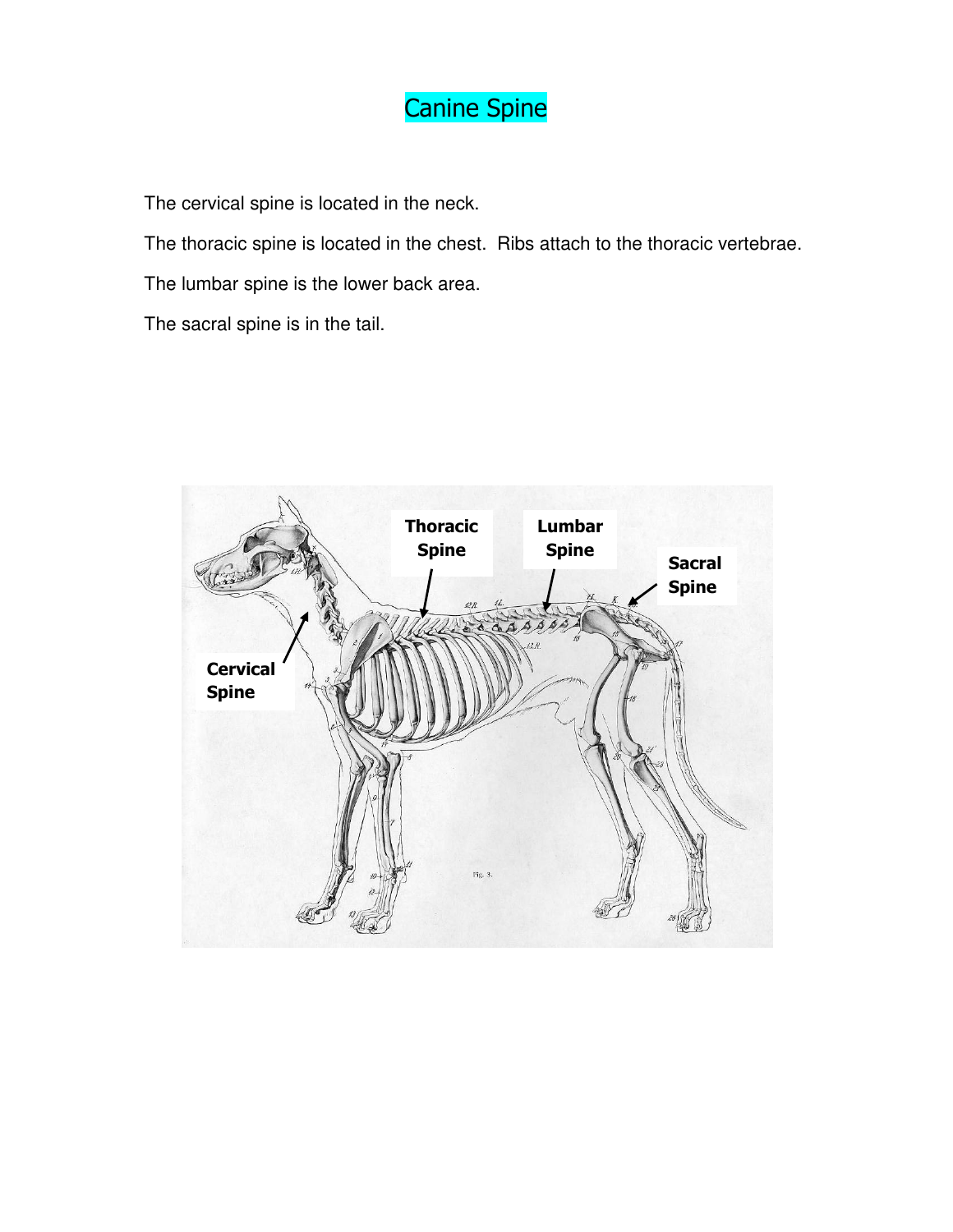# Canine Spine

The cervical spine is located in the neck.

The thoracic spine is located in the chest. Ribs attach to the thoracic vertebrae.

The lumbar spine is the lower back area.

The sacral spine is in the tail.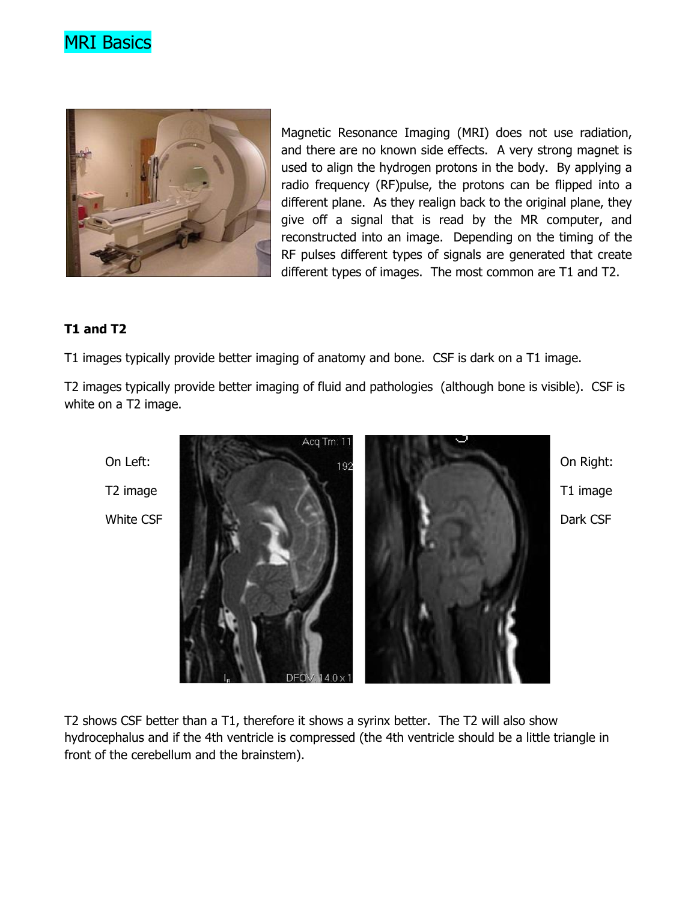# MRI Basics

Magnetic Resonance Imaging (MRI) does not use radiation, and there are no known side effects. A very strong magnet is used to align the hydrogen protons in the body. By applying a radio frequency (RF)pulse, the protons can be flipped into a different plane. As they realign back to the original plane, they give off a signal that is read by the MR computer, and reconstructed into an image. Depending on the timing of the RF pulses different types of signals are generated that create different types of images. The most common are T1 and T2.

**T1 and T2**

T1 images typically provide better imaging of anatomy and bone. CSF is dark on a T1 image.

T2 images typically provide better imaging of fluid and pathologies (although bone is visible). CSF is white on a T2 image.

On Left:

T2 image

White CSF

On Right:

T1 image

Dark CSF

T2 shows CSF better than a T1, therefore it shows a syrinx better. The T2 will also show hydrocephalus and if the 4th ventricle is compressed (the 4th ventricle should be a little triangle in front of the cerebellum and the brainstem).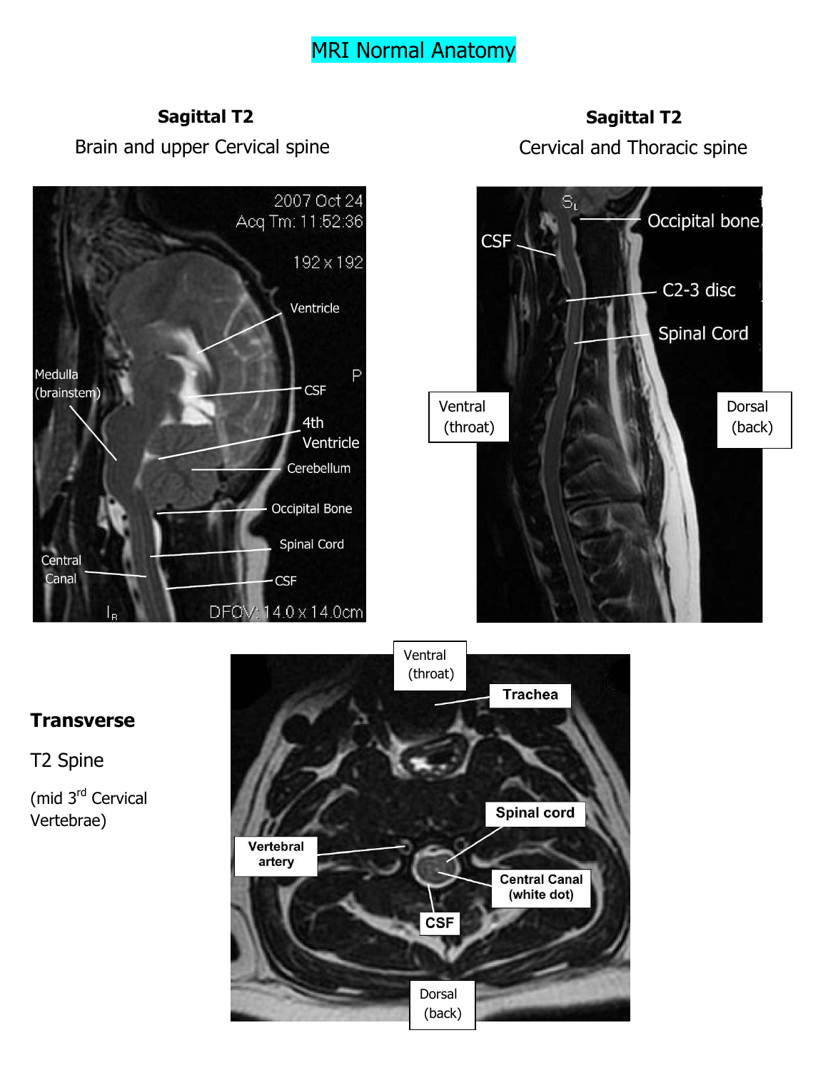# MRI Normal Anatomy

**Sagittal T2**

Brain and upper Cervical spine

2007 Oct 24
Acq Tm: 11:52:36

192 x 192

Ventricle

Medulla (brainstem)

P

CSF

4th Ventricle

Cerebellum

Occipital Bone

Spinal Cord

Central Canal

CSF

DFOV: 14.0 x 14.0cm

**Sagittal T2**

Cervical and Thoracic spine

CSF

Occipital bone

C2-3 disc

Spinal Cord

Ventral (throat)

Dorsal (back)

**Transverse**

T2 Spine

(mid 3rd Cervical Vertebrae)

Ventral (throat)

**Trachea**

**Spinal cord**

**Vertebral artery**

**Central Canal (white dot)**

**CSF**

Dorsal (back)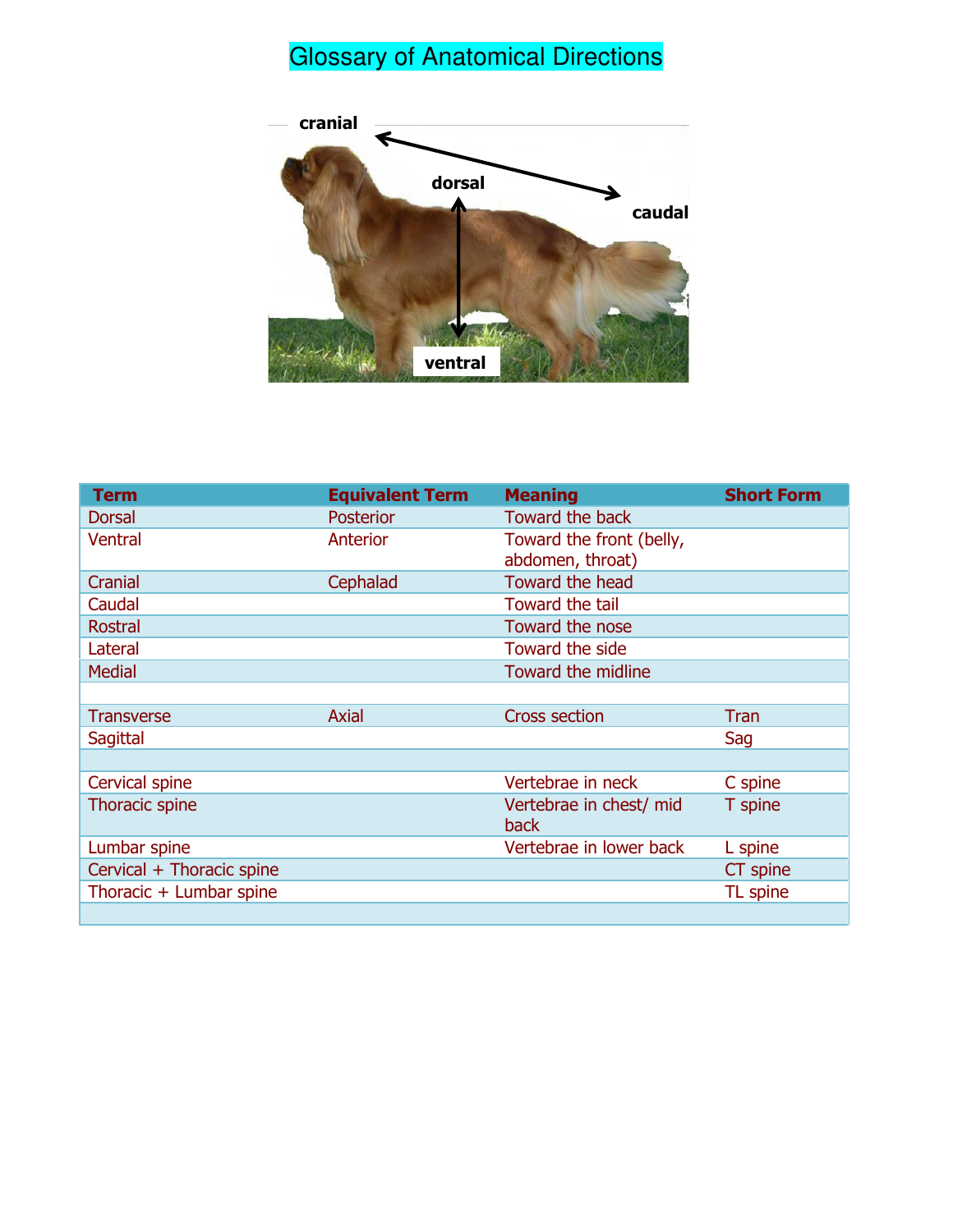# Glossary of Anatomical Directions

cranial

dorsal

caudal

ventral

| Term | Equivalent Term | Meaning | Short Form |
|---|---|---|---|
| Dorsal | Posterior | Toward the back | |
| Ventral | Anterior | Toward the front (belly, abdomen, throat) | |
| Cranial | Cephalad | Toward the head | |
| Caudal | | Toward the tail | |
| Rostral | | Toward the nose | |
| Lateral | | Toward the side | |
| Medial | | Toward the midline | |
| | | | |
| Transverse | Axial | Cross section | Tran |
| Sagittal | | | Sag |
| | | | |
| Cervical spine | | Vertebrae in neck | C spine |
| Thoracic spine | | Vertebrae in chest/ mid back | T spine |
| Lumbar spine | | Vertebrae in lower back | L spine |
| Cervical + Thoracic spine | | | CT spine |
| Thoracic + Lumbar spine | | | TL spine |
| | | | |